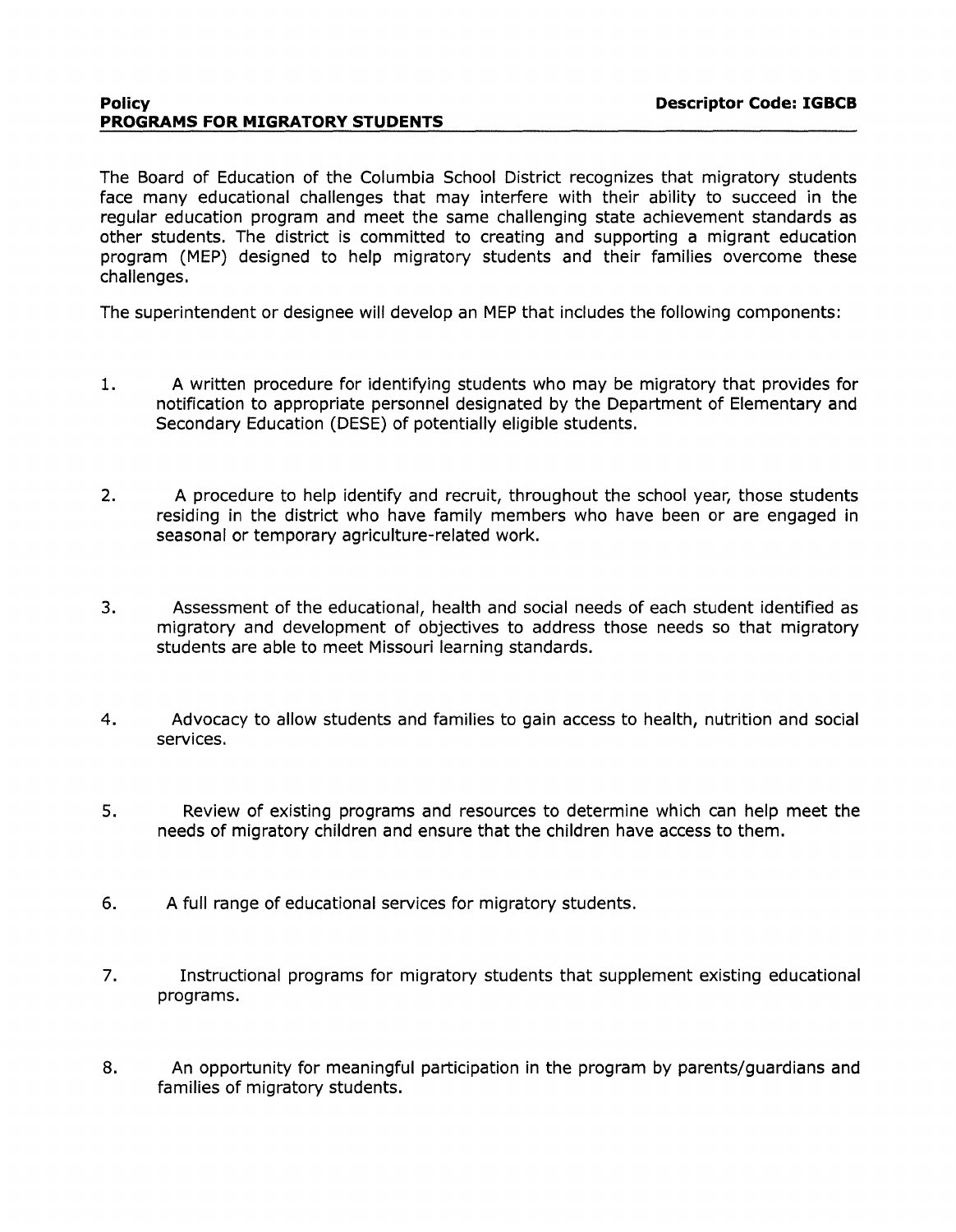**Policy** **Descriptor Code: IGBCB**

# PROGRAMS FOR MIGRATORY STUDENTS

The Board of Education of the Columbia School District recognizes that migratory students face many educational challenges that may interfere with their ability to succeed in the regular education program and meet the same challenging state achievement standards as other students. The district is committed to creating and supporting a migrant education program (MEP) designed to help migratory students and their families overcome these challenges.

The superintendent or designee will develop an MEP that includes the following components:

1. A written procedure for identifying students who may be migratory that provides for notification to appropriate personnel designated by the Department of Elementary and Secondary Education (DESE) of potentially eligible students.

2. A procedure to help identify and recruit, throughout the school year, those students residing in the district who have family members who have been or are engaged in seasonal or temporary agriculture-related work.

3. Assessment of the educational, health and social needs of each student identified as migratory and development of objectives to address those needs so that migratory students are able to meet Missouri learning standards.

4. Advocacy to allow students and families to gain access to health, nutrition and social services.

5. Review of existing programs and resources to determine which can help meet the needs of migratory children and ensure that the children have access to them.

6. A full range of educational services for migratory students.

7. Instructional programs for migratory students that supplement existing educational programs.

8. An opportunity for meaningful participation in the program by parents/guardians and families of migratory students.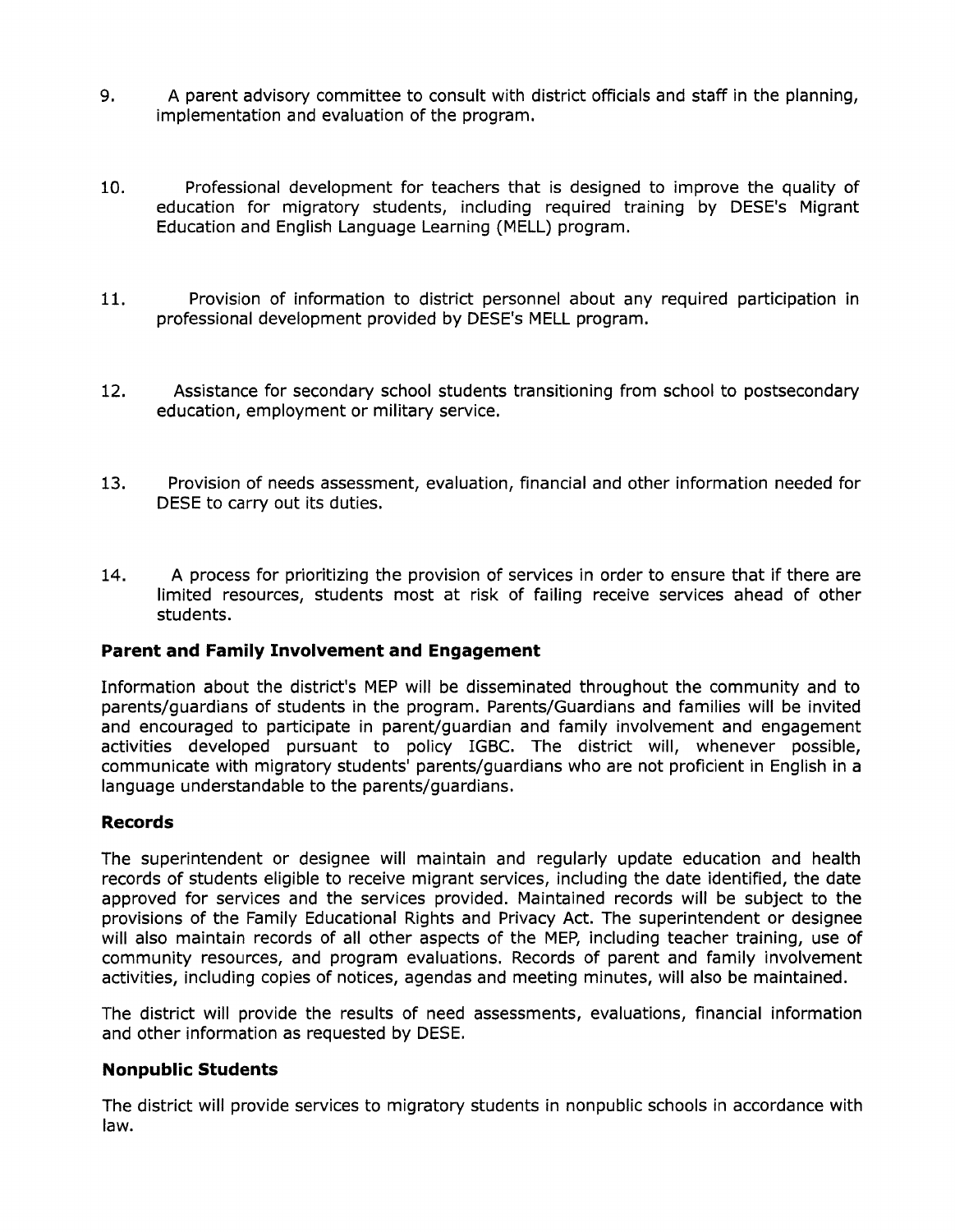9. A parent advisory committee to consult with district officials and staff in the planning, implementation and evaluation of the program.

10. Professional development for teachers that is designed to improve the quality of education for migratory students, including required training by DESE's Migrant Education and English Language Learning (MELL) program.

11. Provision of information to district personnel about any required participation in professional development provided by DESE's MELL program.

12. Assistance for secondary school students transitioning from school to postsecondary education, employment or military service.

13. Provision of needs assessment, evaluation, financial and other information needed for DESE to carry out its duties.

14. A process for prioritizing the provision of services in order to ensure that if there are limited resources, students most at risk of failing receive services ahead of other students.

### Parent and Family Involvement and Engagement

Information about the district's MEP will be disseminated throughout the community and to parents/guardians of students in the program. Parents/Guardians and families will be invited and encouraged to participate in parent/guardian and family involvement and engagement activities developed pursuant to policy IGBC. The district will, whenever possible, communicate with migratory students' parents/guardians who are not proficient in English in a language understandable to the parents/guardians.

### Records

The superintendent or designee will maintain and regularly update education and health records of students eligible to receive migrant services, including the date identified, the date approved for services and the services provided. Maintained records will be subject to the provisions of the Family Educational Rights and Privacy Act. The superintendent or designee will also maintain records of all other aspects of the MEP, including teacher training, use of community resources, and program evaluations. Records of parent and family involvement activities, including copies of notices, agendas and meeting minutes, will also be maintained.

The district will provide the results of need assessments, evaluations, financial information and other information as requested by DESE.

### Nonpublic Students

The district will provide services to migratory students in nonpublic schools in accordance with law.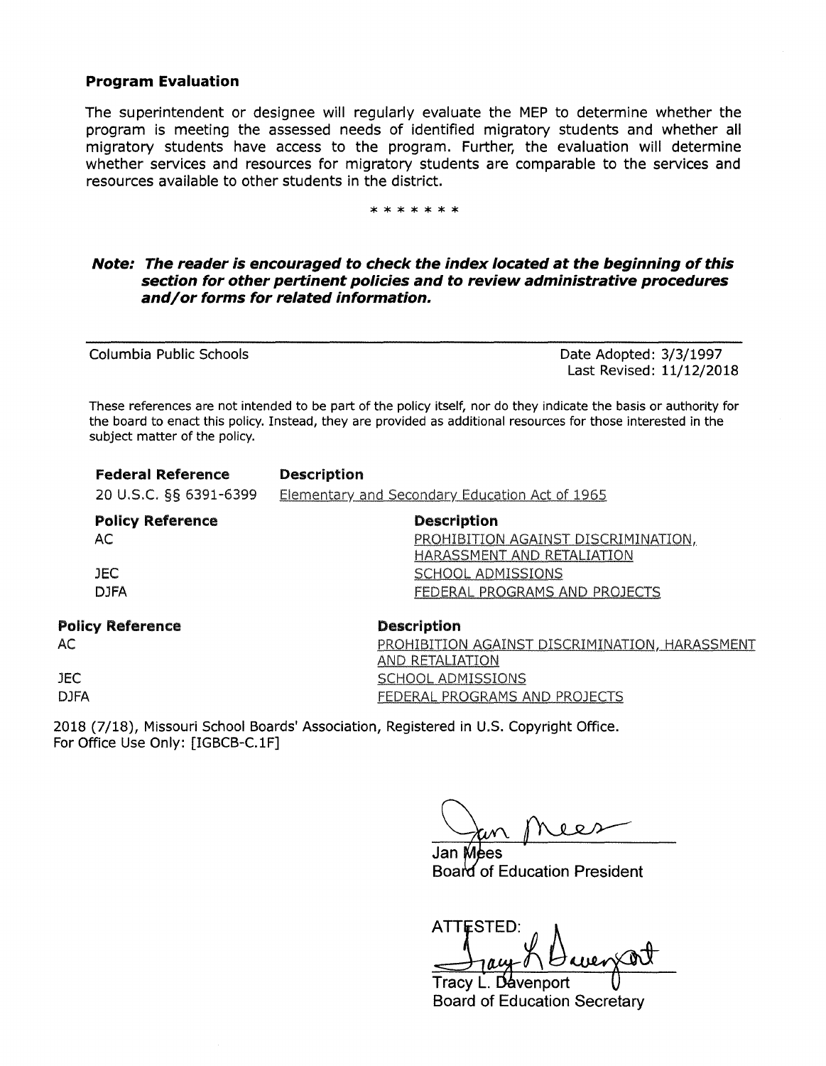## Program Evaluation

The superintendent or designee will regularly evaluate the MEP to determine whether the program is meeting the assessed needs of identified migratory students and whether all migratory students have access to the program. Further, the evaluation will determine whether services and resources for migratory students are comparable to the services and resources available to other students in the district.

\* \* \* \* \* \* \*

***Note: The reader is encouraged to check the index located at the beginning of this section for other pertinent policies and to review administrative procedures and/or forms for related information.***

---

Columbia Public Schools

Date Adopted: 3/3/1997
Last Revised: 11/12/2018

These references are not intended to be part of the policy itself, nor do they indicate the basis or authority for the board to enact this policy. Instead, they are provided as additional resources for those interested in the subject matter of the policy.

| **Federal Reference** | **Description** |
|---|---|
| 20 U.S.C. §§ 6391-6399 | Elementary and Secondary Education Act of 1965 |

| **Policy Reference** | **Description** |
|---|---|
| AC | PROHIBITION AGAINST DISCRIMINATION, HARASSMENT AND RETALIATION |
| JEC | SCHOOL ADMISSIONS |
| DJFA | FEDERAL PROGRAMS AND PROJECTS |

| **Policy Reference** | **Description** |
|---|---|
| AC | PROHIBITION AGAINST DISCRIMINATION, HARASSMENT AND RETALIATION |
| JEC | SCHOOL ADMISSIONS |
| DJFA | FEDERAL PROGRAMS AND PROJECTS |

2018 (7/18), Missouri School Boards' Association, Registered in U.S. Copyright Office.
For Office Use Only: [IGBCB-C.1F]

Jan Mees
Board of Education President

ATTESTED:

Tracy L. Davenport
Board of Education Secretary